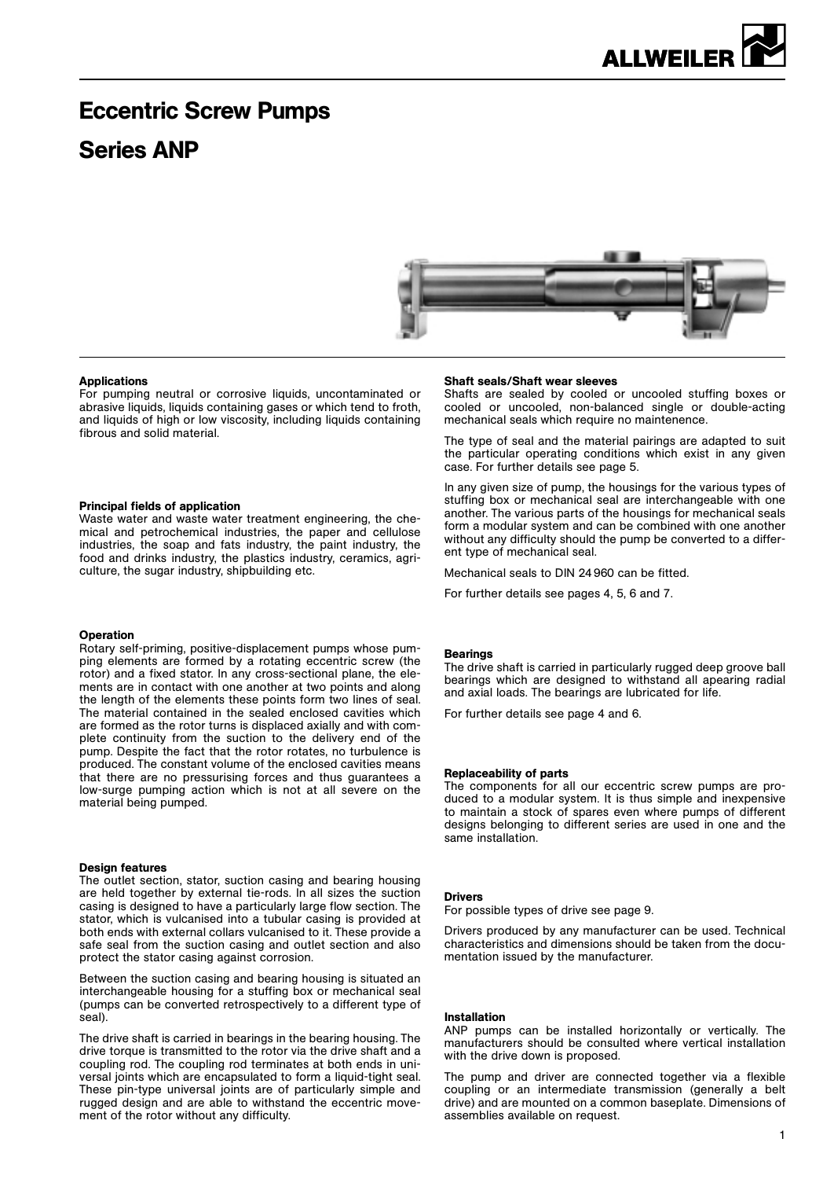# Eccentric Screw Pumps

# Series ANP

### Applications

For pumping neutral or corrosive liquids, uncontaminated or abrasive liquids, liquids containing gases or which tend to froth, and liquids of high or low viscosity, including liquids containing fibrous and solid material.

### Principal fields of application

Waste water and waste water treatment engineering, the chemical and petrochemical industries, the paper and cellulose industries, the soap and fats industry, the paint industry, the food and drinks industry, the plastics industry, ceramics, agriculture, the sugar industry, shipbuilding etc.

### Operation

Rotary self-priming, positive-displacement pumps whose pumping elements are formed by a rotating eccentric screw (the rotor) and a fixed stator. In any cross-sectional plane, the elements are in contact with one another at two points and along the length of the elements these points form two lines of seal. The material contained in the sealed enclosed cavities which are formed as the rotor turns is displaced axially and with complete continuity from the suction to the delivery end of the pump. Despite the fact that the rotor rotates, no turbulence is produced. The constant volume of the enclosed cavities means that there are no pressurising forces and thus guarantees a low-surge pumping action which is not at all severe on the material being pumped.

### Design features

The outlet section, stator, suction casing and bearing housing are held together by external tie-rods. In all sizes the suction casing is designed to have a particularly large flow section. The stator, which is vulcanised into a tubular casing is provided at both ends with external collars vulcanised to it. These provide a safe seal from the suction casing and outlet section and also protect the stator casing against corrosion.

Between the suction casing and bearing housing is situated an interchangeable housing for a stuffing box or mechanical seal (pumps can be converted retrospectively to a different type of seal).

The drive shaft is carried in bearings in the bearing housing. The drive torque is transmitted to the rotor via the drive shaft and a coupling rod. The coupling rod terminates at both ends in universal joints which are encapsulated to form a liquid-tight seal. These pin-type universal joints are of particularly simple and rugged design and are able to withstand the eccentric movement of the rotor without any difficulty.

### Shaft seals/Shaft wear sleeves

Shafts are sealed by cooled or uncooled stuffing boxes or cooled or uncooled, non-balanced single or double-acting mechanical seals which require no maintenence.

The type of seal and the material pairings are adapted to suit the particular operating conditions which exist in any given case. For further details see page 5.

In any given size of pump, the housings for the various types of stuffing box or mechanical seal are interchangeable with one another. The various parts of the housings for mechanical seals form a modular system and can be combined with one another without any difficulty should the pump be converted to a different type of mechanical seal.

Mechanical seals to DIN 24 960 can be fitted.

For further details see pages 4, 5, 6 and 7.

### Bearings

The drive shaft is carried in particularly rugged deep groove ball bearings which are designed to withstand all apearing radial and axial loads. The bearings are lubricated for life.

For further details see page 4 and 6.

### Replaceability of parts

The components for all our eccentric screw pumps are produced to a modular system. It is thus simple and inexpensive to maintain a stock of spares even where pumps of different designs belonging to different series are used in one and the same installation.

### Drivers

For possible types of drive see page 9.

Drivers produced by any manufacturer can be used. Technical characteristics and dimensions should be taken from the documentation issued by the manufacturer.

### Installation

ANP pumps can be installed horizontally or vertically. The manufacturers should be consulted where vertical installation with the drive down is proposed.

The pump and driver are connected together via a flexible coupling or an intermediate transmission (generally a belt drive) and are mounted on a common baseplate. Dimensions of assemblies available on request.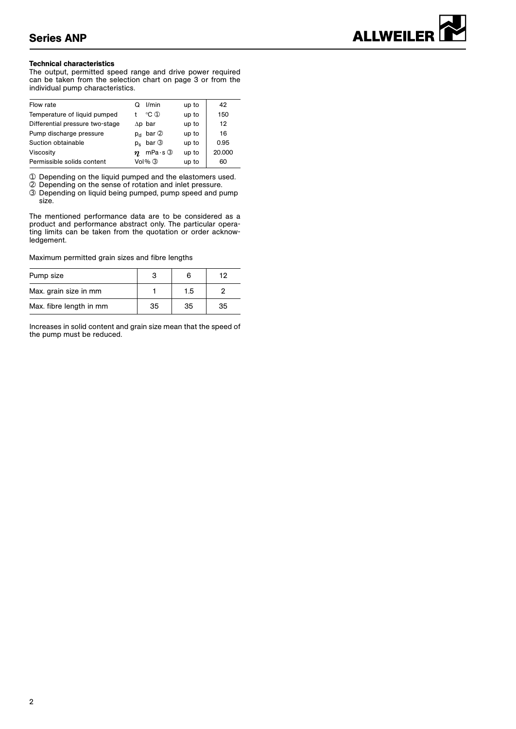### Technical characteristics

The output, permitted speed range and drive power required can be taken from the selection chart on page 3 or from the individual pump characteristics.

| | | | |
|---|---|---|---|
| Flow rate | Q l/min | up to | 42 |
| Temperature of liquid pumped | t °C ① | up to | 150 |
| Differential pressure two-stage | $\Delta p$ bar | up to | 12 |
| Pump discharge pressure | $p_d$ bar ② | up to | 16 |
| Suction obtainable | $p_s$ bar ③ | up to | 0.95 |
| Viscosity | $\eta$ mPa·s ③ | up to | 20.000 |
| Permissible solids content | Vol% ③ | up to | 60 |

① Depending on the liquid pumped and the elastomers used.
② Depending on the sense of rotation and inlet pressure.
③ Depending on liquid being pumped, pump speed and pump size.

The mentioned performance data are to be considered as a product and performance abstract only. The particular operating limits can be taken from the quotation or order acknowledgement.

Maximum permitted grain sizes and fibre lengths

| Pump size | 3 | 6 | 12 |
|---|---|---|---|
| Max. grain size in mm | 1 | 1.5 | 2 |
| Max. fibre length in mm | 35 | 35 | 35 |

Increases in solid content and grain size mean that the speed of the pump must be reduced.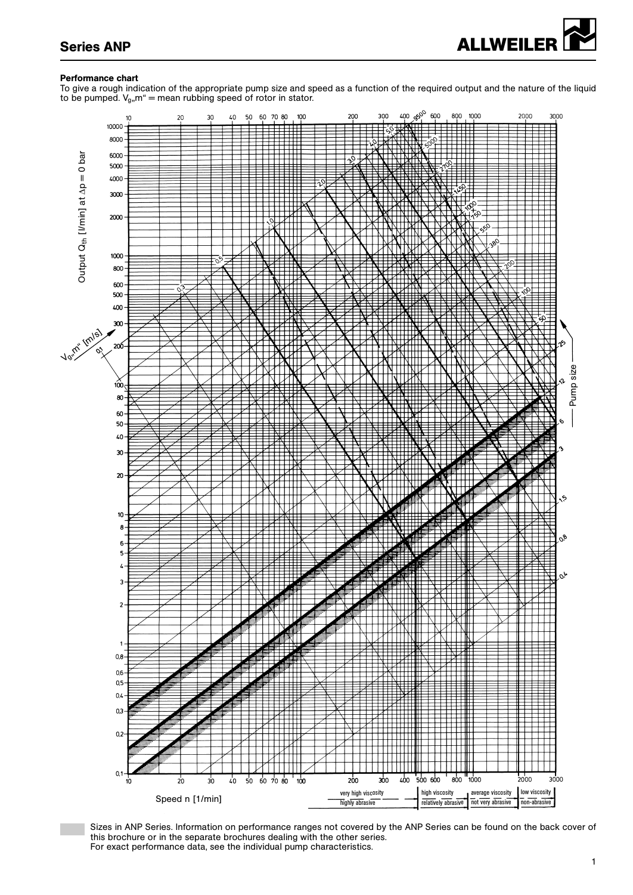### Performance chart

To give a rough indication of the appropriate pump size and speed as a function of the required output and the nature of the liquid to be pumped. $V_{g}$„m" = mean rubbing speed of rotor in stator.

Output $Q_{th}$ [l/min] at $\Delta p = 0$ bar

$V_{g}$„m" [m/s]

Pump size

Speed n [1/min]

very high viscosity | high viscosity | average viscosity | low viscosity

highly abrasive | relatively abrasive | not very abrasive | non-abrasive

Sizes in ANP Series. Information on performance ranges not covered by the ANP Series can be found on the back cover of this brochure or in the separate brochures dealing with the other series.
For exact performance data, see the individual pump characteristics.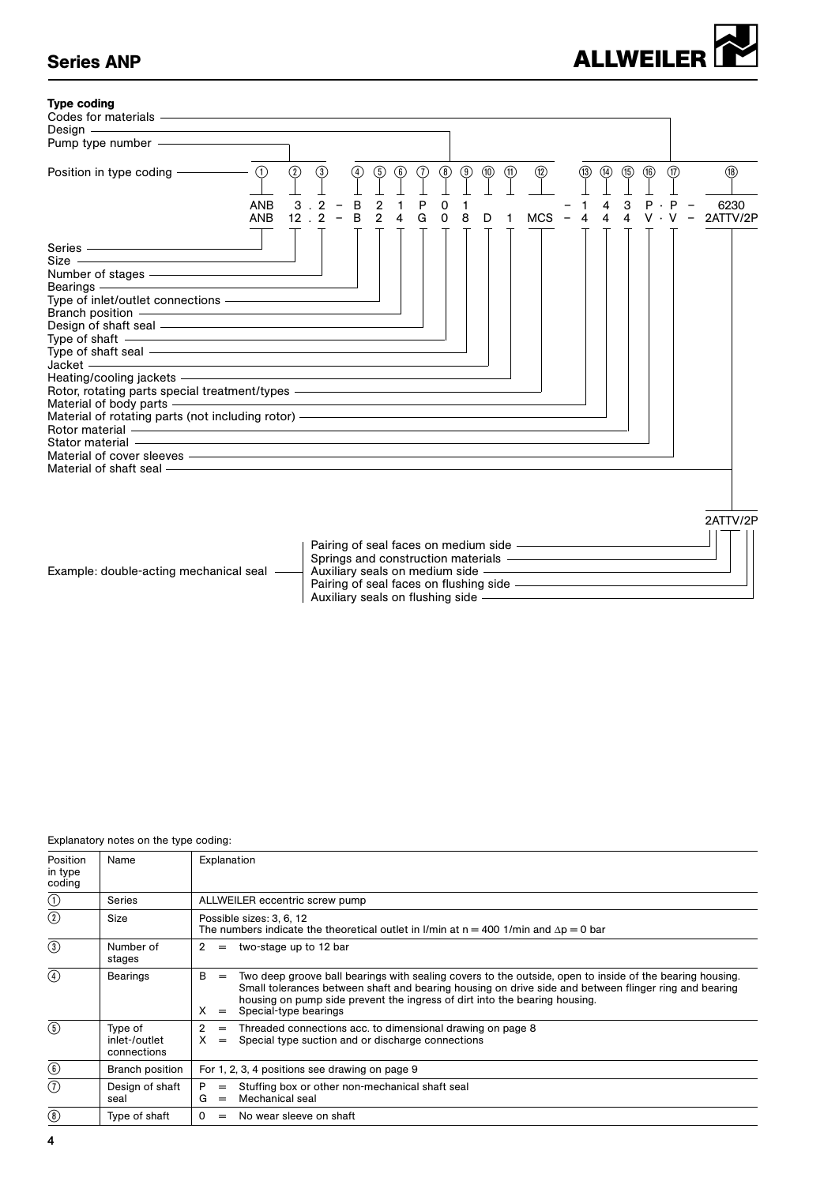## Type coding

Codes for materials
Design
Pump type number

| Position in type coding | ① | ② | ③ | | ④ | ⑤ | ⑥ | ⑦ | ⑧ | ⑨ | ⑩ | ⑪ | ⑫ | | ⑬ | ⑭ | ⑮ | ⑯ | ⑰ | | ⑱ |
|---|---|---|---|---|---|---|---|---|---|---|---|---|---|---|---|---|---|---|---|---|---|
| | ANB | 3 . | 2 | – | B | 2 | 1 | P | 0 | 1 | | | | – | 1 | 4 | 3 | P · | P | – | 6230 |
| | ANB | 12 . | 2 | – | B | 2 | 4 | G | 0 | 8 | D | 1 | MCS | – | 4 | 4 | 4 | V · | V | – | 2ATTV/2P |

- ① Series
- ② Size
- ③ Number of stages
- ④ Bearings
- ⑤ Type of inlet/outlet connections
- ⑥ Branch position
- ⑦ Design of shaft seal
- ⑧ Type of shaft
- ⑨ Type of shaft seal
- ⑩ Jacket
- ⑪ Heating/cooling jackets
- ⑫ Rotor, rotating parts special treatment/types
- ⑬ Material of body parts
- ⑭ Material of rotating parts (not including rotor)
- ⑮ Rotor material
- ⑯ Stator material
- ⑰ Material of cover sleeves
- ⑱ Material of shaft seal

Example: double-acting mechanical seal — 2ATTV/2P

- Pairing of seal faces on medium side
- Springs and construction materials
- Auxiliary seals on medium side
- Pairing of seal faces on flushing side
- Auxiliary seals on flushing side

Explanatory notes on the type coding:

| Position in type coding | Name | Explanation |
|---|---|---|
| ① | Series | ALLWEILER eccentric screw pump |
| ② | Size | Possible sizes: 3, 6, 12<br>The numbers indicate the theoretical outlet in l/min at n = 400 1/min and $\Delta p = 0$ bar |
| ③ | Number of stages | 2 = two-stage up to 12 bar |
| ④ | Bearings | B = Two deep groove ball bearings with sealing covers to the outside, open to inside of the bearing housing. Small tolerances between shaft and bearing housing on drive side and between flinger ring and bearing housing on pump side prevent the ingress of dirt into the bearing housing.<br>X = Special-type bearings |
| ⑤ | Type of inlet-/outlet connections | 2 = Threaded connections acc. to dimensional drawing on page 8<br>X = Special type suction and or discharge connections |
| ⑥ | Branch position | For 1, 2, 3, 4 positions see drawing on page 9 |
| ⑦ | Design of shaft seal | P = Stuffing box or other non-mechanical shaft seal<br>G = Mechanical seal |
| ⑧ | Type of shaft | 0 = No wear sleeve on shaft |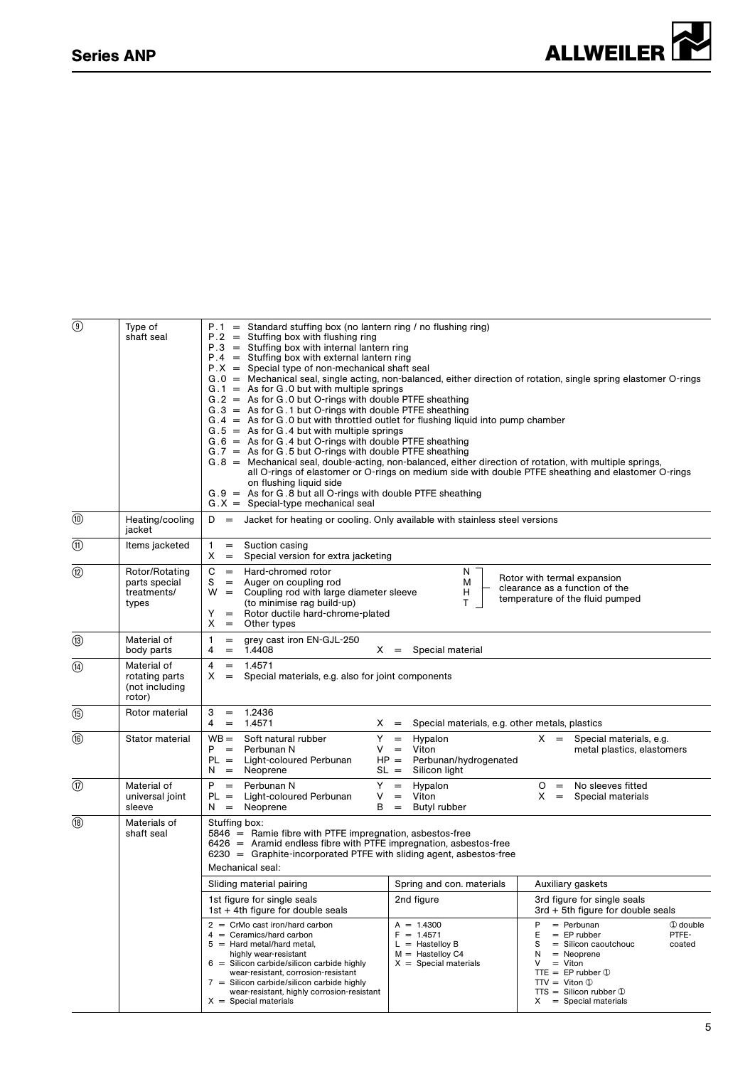| | | |
|---|---|---|
| ⑨ | Type of shaft seal | P.1 = Standard stuffing box (no lantern ring / no flushing ring)<br>P.2 = Stuffing box with flushing ring<br>P.3 = Stuffing box with internal lantern ring<br>P.4 = Stuffing box with external lantern ring<br>P.X = Special type of non-mechanical shaft seal<br>G.0 = Mechanical seal, single acting, non-balanced, either direction of rotation, single spring elastomer O-rings<br>G.1 = As for G.0 but with multiple springs<br>G.2 = As for G.0 but O-rings with double PTFE sheathing<br>G.3 = As for G.1 but O-rings with double PTFE sheathing<br>G.4 = As for G.0 but with throttled outlet for flushing liquid into pump chamber<br>G.5 = As for G.4 but with multiple springs<br>G.6 = As for G.4 but O-rings with double PTFE sheathing<br>G.7 = As for G.5 but O-rings with double PTFE sheathing<br>G.8 = Mechanical seal, double-acting, non-balanced, either direction of rotation, with multiple springs, all O-rings of elastomer or O-rings on medium side with double PTFE sheathing and elastomer O-rings on flushing liquid side<br>G.9 = As for G.8 but all O-rings with double PTFE sheathing<br>G.X = Special-type mechanical seal |
| ⑩ | Heating/cooling jacket | D = Jacket for heating or cooling. Only available with stainless steel versions |
| ⑪ | Items jacketed | 1 = Suction casing<br>X = Special version for extra jacketing |
| ⑫ | Rotor/Rotating parts special treatments/ types | C = Hard-chromed rotor<br>S = Auger on coupling rod<br>W = Coupling rod with large diameter sleeve (to minimise rag build-up)<br>Y = Rotor ductile hard-chrome-plated<br>X = Other types<br>N, M, H, T – Rotor with termal expansion clearance as a function of the temperature of the fluid pumped |
| ⑬ | Material of body parts | 1 = grey cast iron EN-GJL-250<br>4 = 1.4408<br>X = Special material |
| ⑭ | Material of rotating parts (not including rotor) | 4 = 1.4571<br>X = Special materials, e.g. also for joint components |
| ⑮ | Rotor material | 3 = 1.2436<br>4 = 1.4571<br>X = Special materials, e.g. other metals, plastics |
| ⑯ | Stator material | WB = Soft natural rubber<br>P = Perbunan N<br>PL = Light-coloured Perbunan<br>N = Neoprene<br>Y = Hypalon<br>V = Viton<br>HP = Perbunan/hydrogenated<br>SL = Silicon light<br>X = Special materials, e.g. metal plastics, elastomers |
| ⑰ | Material of universal joint sleeve | P = Perbunan N<br>PL = Light-coloured Perbunan<br>N = Neoprene<br>Y = Hypalon<br>V = Viton<br>B = Butyl rubber<br>O = No sleeves fitted<br>X = Special materials |
| ⑱ | Materials of shaft seal | Stuffing box:<br>5846 = Ramie fibre with PTFE impregnation, asbestos-free<br>6426 = Aramid endless fibre with PTFE impregnation, asbestos-free<br>6230 = Graphite-incorporated PTFE with sliding agent, asbestos-free<br>Mechanical seal: (see table below) |

Mechanical seal:

| Sliding material pairing | Spring and con. materials | Auxiliary gaskets |
|---|---|---|
| 1st figure for single seals<br>1st + 4th figure for double seals | 2nd figure | 3rd figure for single seals<br>3rd + 5th figure for double seals |
| 2 = CrMo cast iron/hard carbon<br>4 = Ceramics/hard carbon<br>5 = Hard metal/hard metal, highly wear-resistant<br>6 = Silicon carbide/silicon carbide highly wear-resistant, corrosion-resistant<br>7 = Silicon carbide/silicon carbide highly wear-resistant, highly corrosion-resistant<br>X = Special materials | A = 1.4300<br>F = 1.4571<br>L = Hastelloy B<br>M = Hastelloy C4<br>X = Special materials | P = Perbunan<br>E = EP rubber<br>S = Silicon caoutchouc<br>N = Neoprene<br>V = Viton<br>TTE = EP rubber ①<br>TTV = Viton ①<br>TTS = Silicon rubber ①<br>X = Special materials<br>① double PTFE-coated |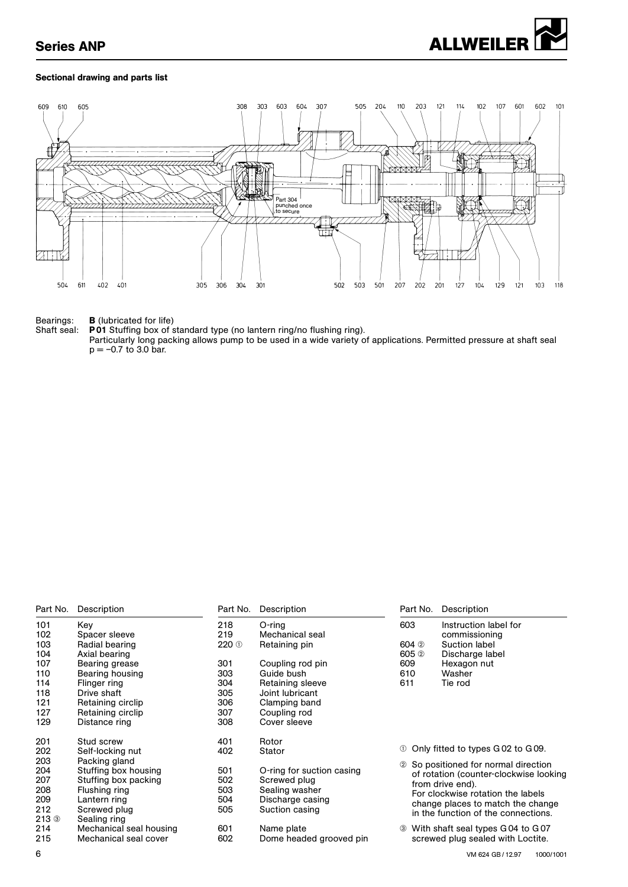## Sectional drawing and parts list

Bearings: **B** (lubricated for life)

Shaft seal: **P 01** Stuffing box of standard type (no lantern ring/no flushing ring).
Particularly long packing allows pump to be used in a wide variety of applications. Permitted pressure at shaft seal p = –0.7 to 3.0 bar.

| Part No. | Description |
|---|---|
| 101 | Key |
| 102 | Spacer sleeve |
| 103 | Radial bearing |
| 104 | Axial bearing |
| 107 | Bearing grease |
| 110 | Bearing housing |
| 114 | Flinger ring |
| 118 | Drive shaft |
| 121 | Retaining circlip |
| 127 | Retaining circlip |
| 129 | Distance ring |
| 201 | Stud screw |
| 202 | Self-locking nut |
| 203 | Packing gland |
| 204 | Stuffing box housing |
| 207 | Stuffing box packing |
| 208 | Flushing ring |
| 209 | Lantern ring |
| 212 | Screwed plug |
| 213 ③ | Sealing ring |
| 214 | Mechanical seal housing |
| 215 | Mechanical seal cover |
| 218 | O-ring |
| 219 | Mechanical seal |
| 220 ① | Retaining pin |
| 301 | Coupling rod pin |
| 303 | Guide bush |
| 304 | Retaining sleeve |
| 305 | Joint lubricant |
| 306 | Clamping band |
| 307 | Coupling rod |
| 308 | Cover sleeve |
| 401 | Rotor |
| 402 | Stator |
| 501 | O-ring for suction casing |
| 502 | Screwed plug |
| 503 | Sealing washer |
| 504 | Discharge casing |
| 505 | Suction casing |
| 601 | Name plate |
| 602 | Dome headed grooved pin |
| 603 | Instruction label for commissioning |
| 604 ② | Suction label |
| 605 ② | Discharge label |
| 609 | Hexagon nut |
| 610 | Washer |
| 611 | Tie rod |

① Only fitted to types G 02 to G 09.

② So positioned for normal direction of rotation (counter-clockwise looking from drive end).
For clockwise rotation the labels change places to match the change in the function of the connections.

③ With shaft seal types G 04 to G 07 screwed plug sealed with Loctite.

VM 624 GB / 12.97 1000/1001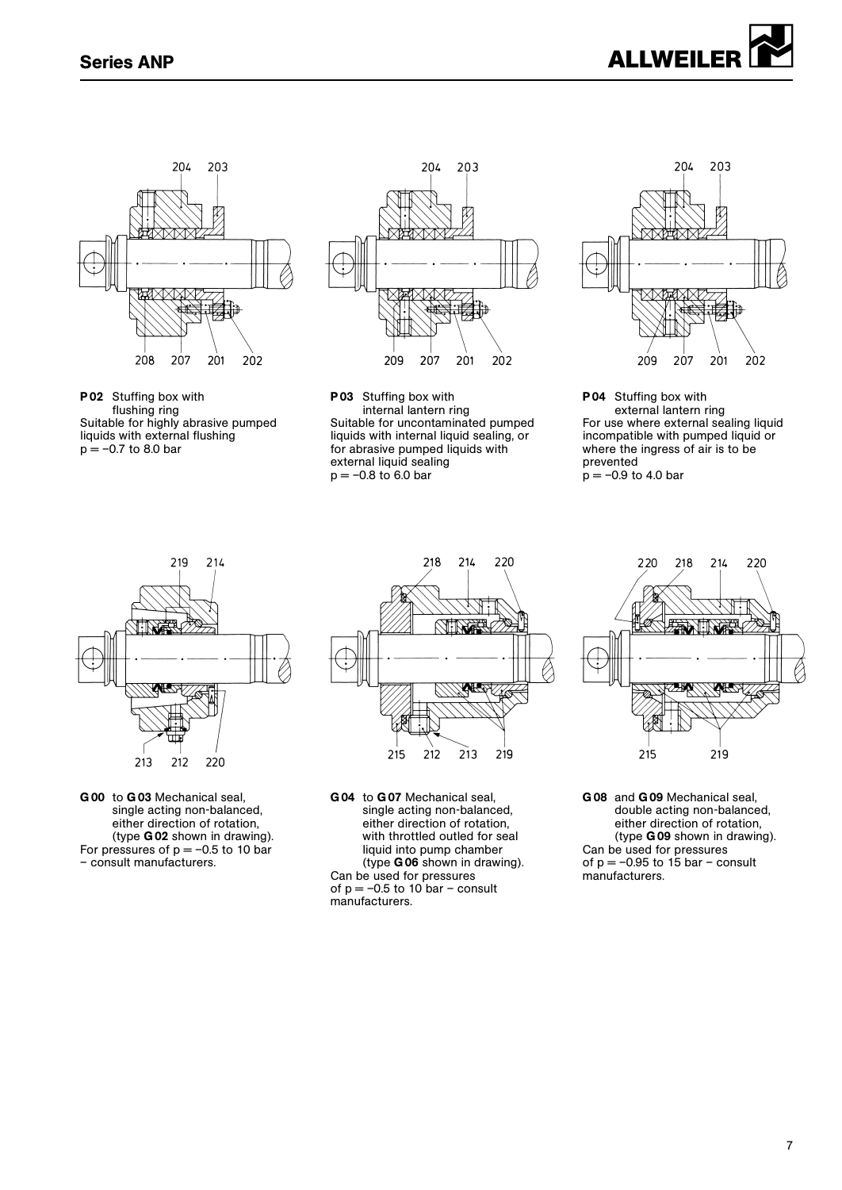**P 02** Stuffing box with flushing ring
Suitable for highly abrasive pumped liquids with external flushing
p = −0.7 to 8.0 bar

**P 03** Stuffing box with internal lantern ring
Suitable for uncontaminated pumped liquids with internal liquid sealing, or for abrasive pumped liquids with external liquid sealing
p = −0.8 to 6.0 bar

**P 04** Stuffing box with external lantern ring
For use where external sealing liquid incompatible with pumped liquid or where the ingress of air is to be prevented
p = −0.9 to 4.0 bar

**G 00** to **G 03** Mechanical seal, single acting non-balanced, either direction of rotation, (type **G 02** shown in drawing).
For pressures of p = −0.5 to 10 bar – consult manufacturers.

**G 04** to **G 07** Mechanical seal, single acting non-balanced, either direction of rotation, with throttled outled for seal liquid into pump chamber (type **G 06** shown in drawing).
Can be used for pressures of p = −0.5 to 10 bar – consult manufacturers.

**G 08** and **G 09** Mechanical seal, double acting non-balanced, either direction of rotation, (type **G 09** shown in drawing).
Can be used for pressures of p = −0.95 to 15 bar – consult manufacturers.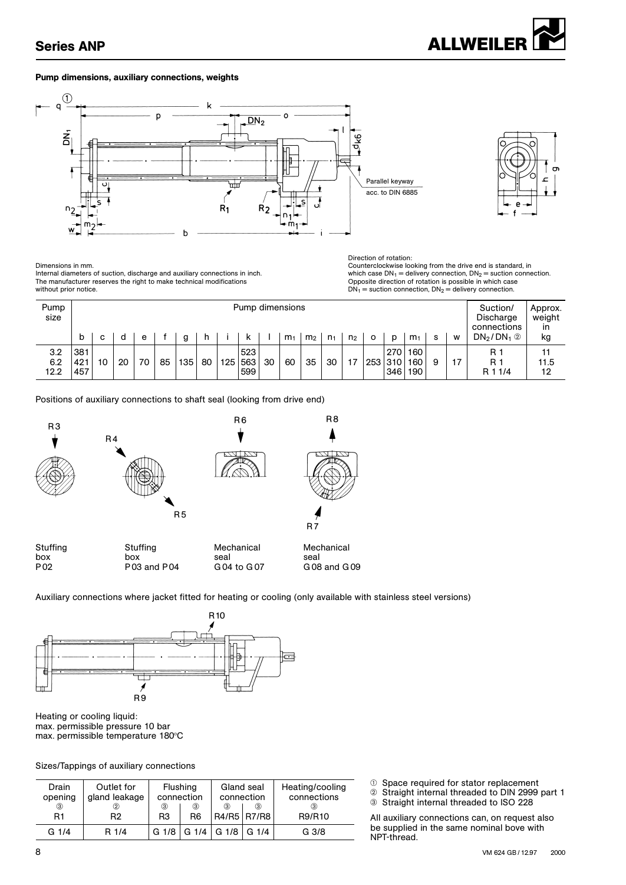## Series ANP

### Pump dimensions, auxiliary connections, weights

Dimensions in mm.
Internal diameters of suction, discharge and auxiliary connections in inch.
The manufacturer reserves the right to make technical modifications without prior notice.

Direction of rotation:
Counterclockwise looking from the drive end is standard, in which case $DN_1$ = delivery connection, $DN_2$ = suction connection.
Opposite direction of rotation is possible in which case $DN_1$ = suction connection, $DN_2$ = delivery connection.

| Pump size | Pump dimensions | | | | | | | | | | | | | | | | | | | Suction/ Discharge connections | Approx. weight in kg |
|---|---|---|---|---|---|---|---|---|---|---|---|---|---|---|---|---|---|---|---|---|---|
| | b | c | d | e | f | g | h | i | k | l | $m_1$ | $m_2$ | $n_1$ | $n_2$ | o | p | $m_1$ | s | w | $DN_2$/$DN_1$ ② | |
| 3.2 | 381 | 10 | 20 | 70 | 85 | 135 | 80 | 125 | 523 | 30 | 60 | 35 | 30 | 17 | 253 | 270 | 160 | 9 | 17 | R 1 | 11 |
| 6.2 | 421 | | | | | | | | 563 | | | | | | | 310 | 160 | | | R 1 | 11.5 |
| 12.2 | 457 | | | | | | | | 599 | | | | | | | 346 | 190 | | | R 1 1/4 | 12 |

Positions of auxiliary connections to shaft seal (looking from drive end)

Stuffing box P02 (R3) — Stuffing box P03 and P04 (R4, R5) — Mechanical seal G04 to G07 (R6) — Mechanical seal G08 and G09 (R7, R8)

Auxiliary connections where jacket fitted for heating or cooling (only available with stainless steel versions)

Heating or cooling liquid:
max. permissible pressure 10 bar
max. permissible temperature 180°C

Sizes/Tappings of auxiliary connections

| Drain opening ③ R1 | Outlet for gland leakage ② R2 | Flushing connection ③ R3 | Flushing connection ③ R6 | Gland seal connection ③ R4/R5 | Gland seal connection ③ R7/R8 | Heating/cooling connections ③ R9/R10 |
|---|---|---|---|---|---|---|
| G 1/4 | R 1/4 | G 1/8 | G 1/4 | G 1/8 | G 1/4 | G 3/8 |

① Space required for stator replacement
② Straight internal threaded to DIN 2999 part 1
③ Straight internal threaded to ISO 228

All auxiliary connections can, on request also be supplied in the same nominal bove with NPT-thread.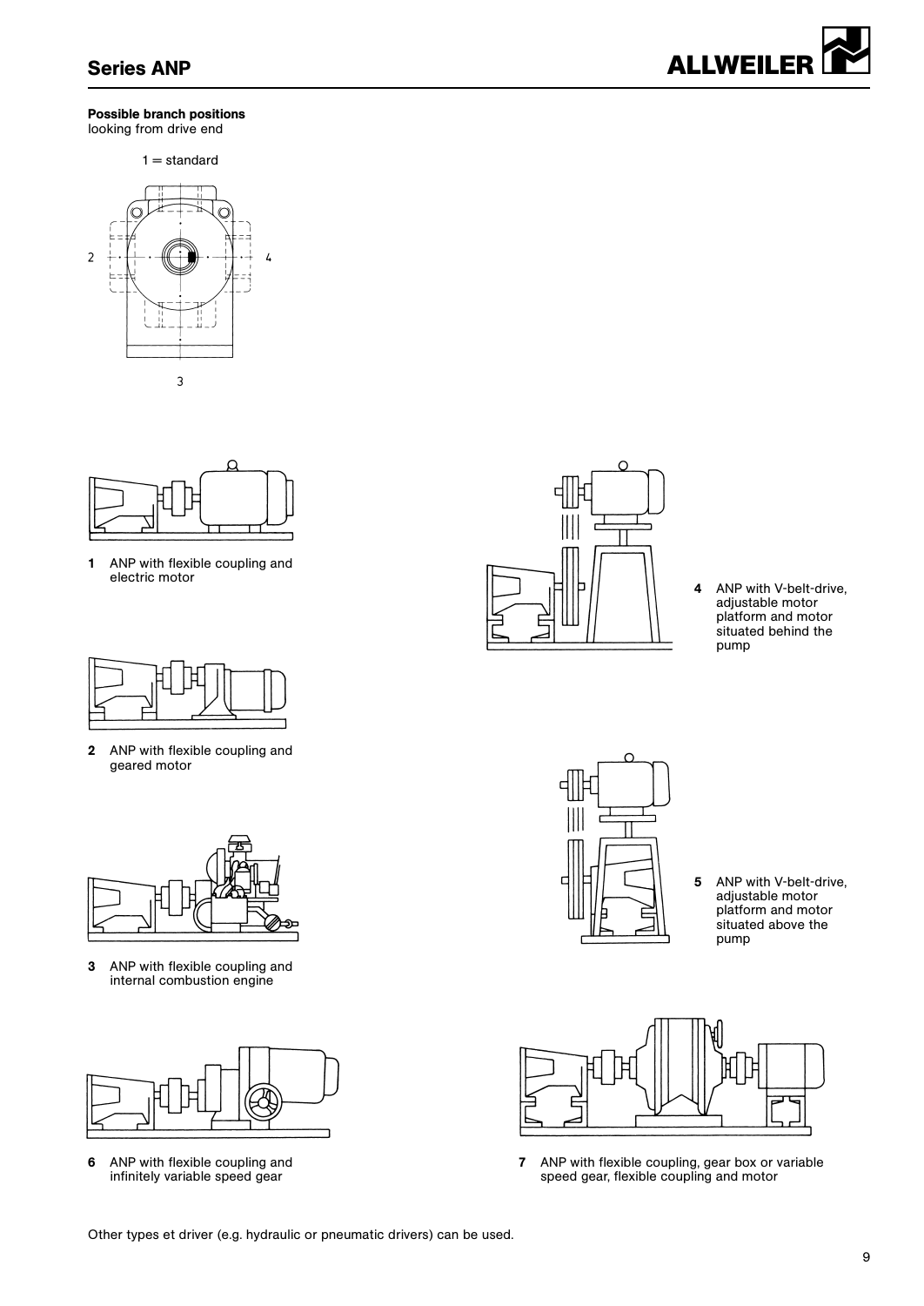**Possible branch positions**
looking from drive end

1 = standard

2

4

3

**1** ANP with flexible coupling and electric motor

**2** ANP with flexible coupling and geared motor

**3** ANP with flexible coupling and internal combustion engine

**4** ANP with V-belt-drive, adjustable motor platform and motor situated behind the pump

**5** ANP with V-belt-drive, adjustable motor platform and motor situated above the pump

**6** ANP with flexible coupling and infinitely variable speed gear

**7** ANP with flexible coupling, gear box or variable speed gear, flexible coupling and motor

Other types et driver (e.g. hydraulic or pneumatic drivers) can be used.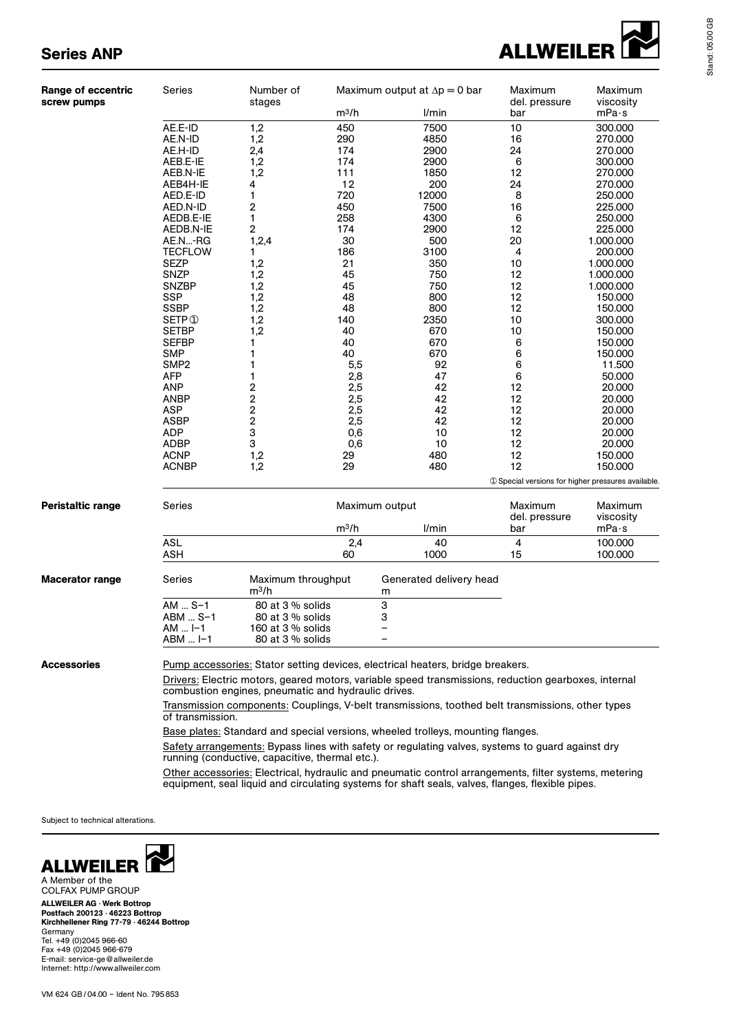## Range of eccentric screw pumps

| Series | Number of stages | Maximum output at $\Delta p = 0$ bar | | Maximum del. pressure | Maximum viscosity |
|---|---|---|---|---|---|
| | | m³/h | l/min | bar | mPa·s |
| AE.E-ID | 1,2 | 450 | 7500 | 10 | 300.000 |
| AE.N-ID | 1,2 | 290 | 4850 | 16 | 270.000 |
| AE.H-ID | 2,4 | 174 | 2900 | 24 | 270.000 |
| AEB.E-IE | 1,2 | 174 | 2900 | 6 | 300.000 |
| AEB.N-IE | 1,2 | 111 | 1850 | 12 | 270.000 |
| AEB4H-IE | 4 | 12 | 200 | 24 | 270.000 |
| AED.E-ID | 1 | 720 | 12000 | 8 | 250.000 |
| AED.N-ID | 2 | 450 | 7500 | 16 | 225.000 |
| AEDB.E-IE | 1 | 258 | 4300 | 6 | 250.000 |
| AEDB.N-IE | 2 | 174 | 2900 | 12 | 225.000 |
| AE.N...-RG | 1,2,4 | 30 | 500 | 20 | 1.000.000 |
| TECFLOW | 1 | 186 | 3100 | 4 | 200.000 |
| SEZP | 1,2 | 21 | 350 | 10 | 1.000.000 |
| SNZP | 1,2 | 45 | 750 | 12 | 1.000.000 |
| SNZBP | 1,2 | 45 | 750 | 12 | 1.000.000 |
| SSP | 1,2 | 48 | 800 | 12 | 150.000 |
| SSBP | 1,2 | 48 | 800 | 12 | 150.000 |
| SETP ① | 1,2 | 140 | 2350 | 10 | 300.000 |
| SETBP | 1,2 | 40 | 670 | 10 | 150.000 |
| SEFBP | 1 | 40 | 670 | 6 | 150.000 |
| SMP | 1 | 40 | 670 | 6 | 150.000 |
| SMP2 | 1 | 5,5 | 92 | 6 | 11.500 |
| AFP | 1 | 2,8 | 47 | 6 | 50.000 |
| ANP | 2 | 2,5 | 42 | 12 | 20.000 |
| ANBP | 2 | 2,5 | 42 | 12 | 20.000 |
| ASP | 2 | 2,5 | 42 | 12 | 20.000 |
| ASBP | 2 | 2,5 | 42 | 12 | 20.000 |
| ADP | 3 | 0,6 | 10 | 12 | 20.000 |
| ADBP | 3 | 0,6 | 10 | 12 | 20.000 |
| ACNP | 1,2 | 29 | 480 | 12 | 150.000 |
| ACNBP | 1,2 | 29 | 480 | 12 | 150.000 |

① Special versions for higher pressures available.

## Peristaltic range

| Series | Maximum output | | Maximum del. pressure | Maximum viscosity |
|---|---|---|---|---|
| | m³/h | l/min | bar | mPa·s |
| ASL | 2,4 | 40 | 4 | 100.000 |
| ASH | 60 | 1000 | 15 | 100.000 |

## Macerator range

| Series | Maximum throughput m³/h | Generated delivery head m |
|---|---|---|
| AM ... S–1 | 80 at 3 % solids | 3 |
| ABM ... S–1 | 80 at 3 % solids | 3 |
| AM ... I–1 | 160 at 3 % solids | – |
| ABM ... I–1 | 80 at 3 % solids | – |

## Accessories

Pump accessories: Stator setting devices, electrical heaters, bridge breakers.

Drivers: Electric motors, geared motors, variable speed transmissions, reduction gearboxes, internal combustion engines, pneumatic and hydraulic drives.

Transmission components: Couplings, V-belt transmissions, toothed belt transmissions, other types of transmission.

Base plates: Standard and special versions, wheeled trolleys, mounting flanges.

Safety arrangements: Bypass lines with safety or regulating valves, systems to guard against dry running (conductive, capacitive, thermal etc.).

Other accessories: Electrical, hydraulic and pneumatic control arrangements, filter systems, metering equipment, seal liquid and circulating systems for shaft seals, valves, flanges, flexible pipes.

Subject to technical alterations.

ALLWEILER
A Member of the COLFAX PUMP GROUP

**ALLWEILER AG · Werk Bottrop**
**Postfach 200123 · 46223 Bottrop**
**Kirchhellener Ring 77-79 · 46244 Bottrop**
Germany
Tel. +49 (0)2045 966-60
Fax +49 (0)2045 966-679
E-mail: service-ge@allweiler.de
Internet: http://www.allweiler.com

VM 624 GB / 04.00 – Ident No. 795 853